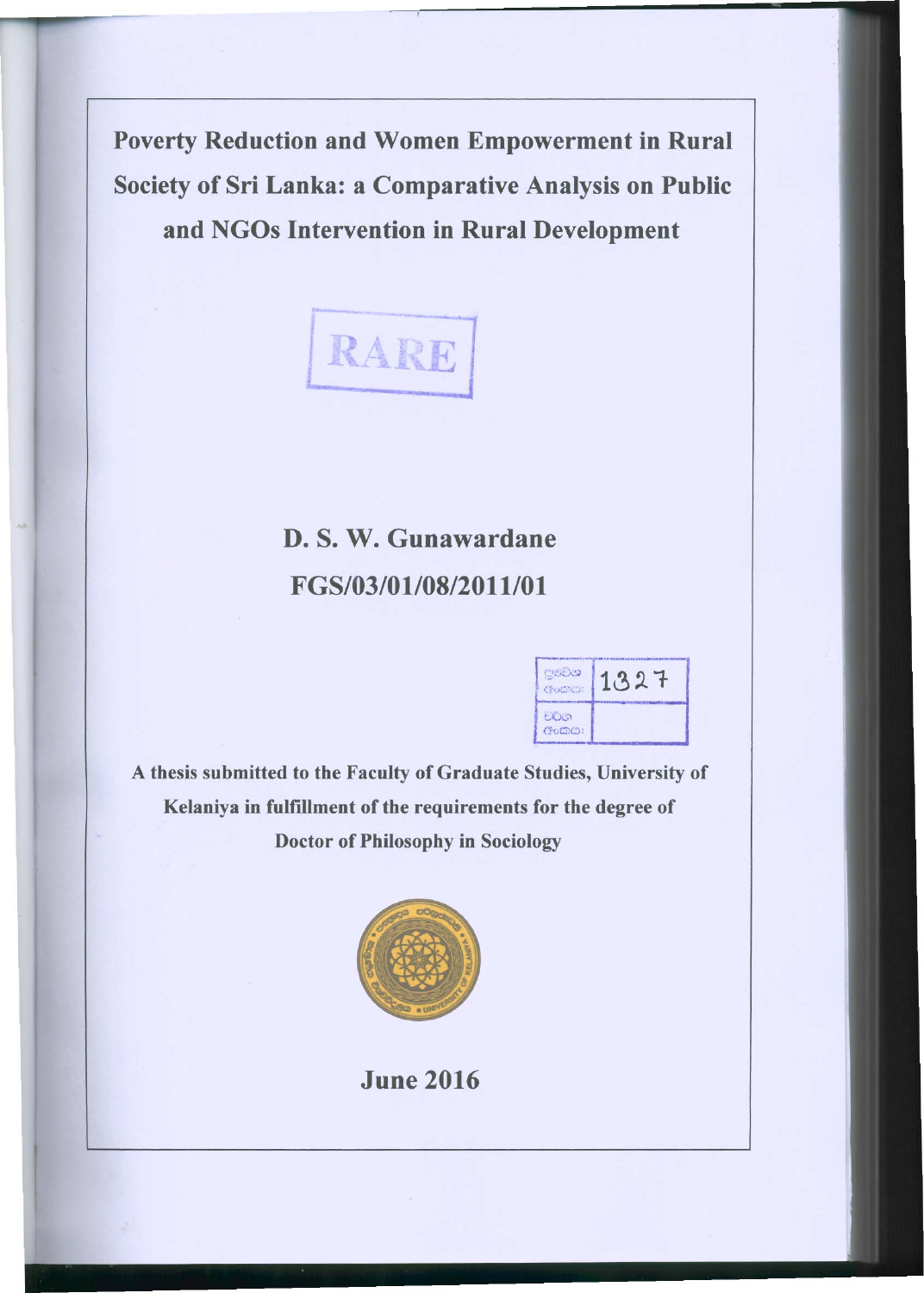# Poverty Reduction and Women Empowerment in Rural Society of Sri Lanka: a Comparative Analysis on Public and NGOs Intervention in Rural Development

RARE

**D. S. W. Gunawardane**

**FGS/03/01/08/2011/01**

| පුස්තක අංකය: | 1327 |
|---|---|
| වර්ග අංකය: | |

**A thesis submitted to the Faculty of Graduate Studies, University of Kelaniya in fulfillment of the requirements for the degree of Doctor of Philosophy in Sociology**

**June 2016**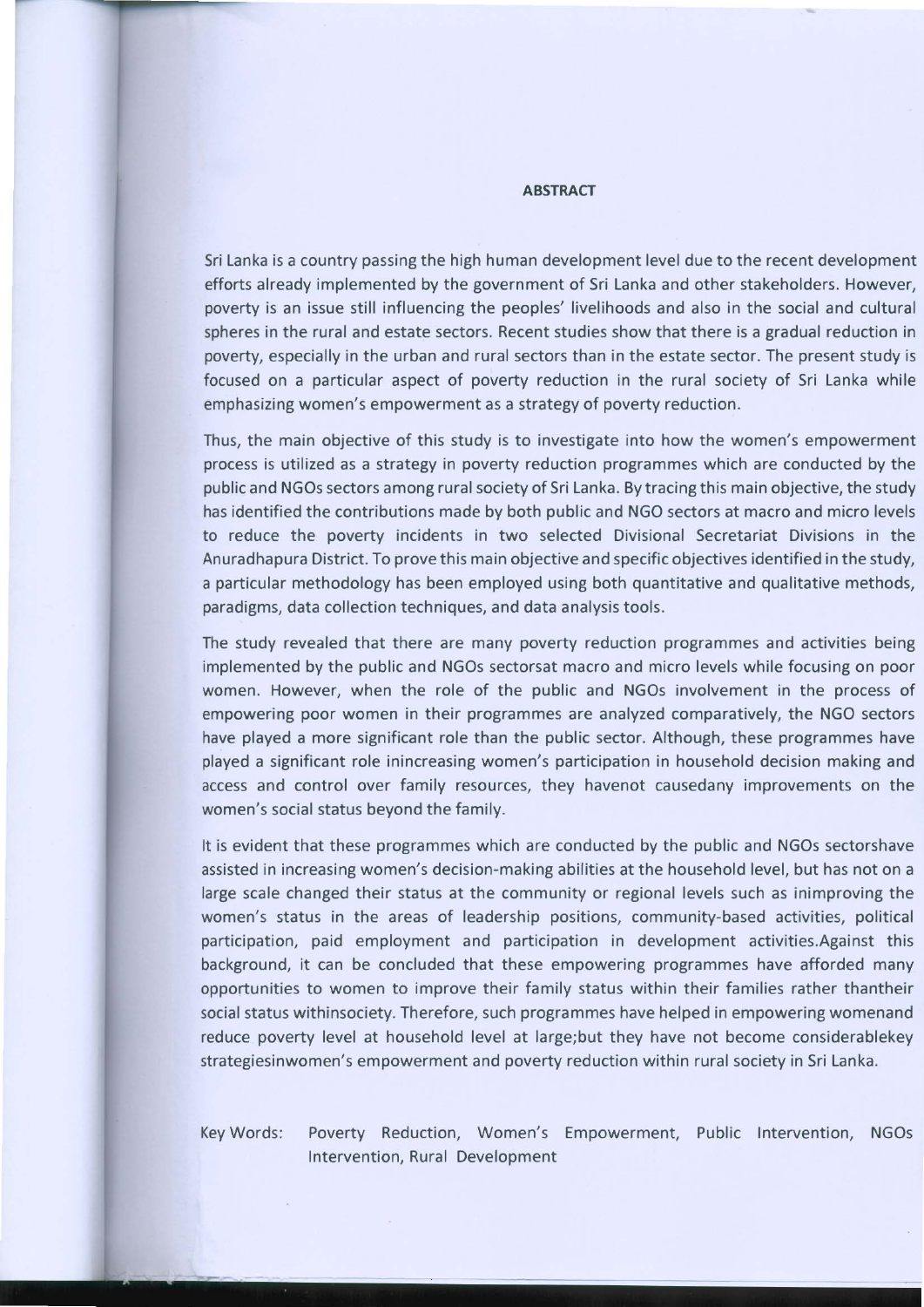**ABSTRACT**

Sri Lanka is a country passing the high human development level due to the recent development efforts already implemented by the government of Sri Lanka and other stakeholders. However, poverty is an issue still influencing the peoples' livelihoods and also in the social and cultural spheres in the rural and estate sectors. Recent studies show that there is a gradual reduction in poverty, especially in the urban and rural sectors than in the estate sector. The present study is focused on a particular aspect of poverty reduction in the rural society of Sri Lanka while emphasizing women's empowerment as a strategy of poverty reduction.

Thus, the main objective of this study is to investigate into how the women's empowerment process is utilized as a strategy in poverty reduction programmes which are conducted by the public and NGOs sectors among rural society of Sri Lanka. By tracing this main objective, the study has identified the contributions made by both public and NGO sectors at macro and micro levels to reduce the poverty incidents in two selected Divisional Secretariat Divisions in the Anuradhapura District. To prove this main objective and specific objectives identified in the study, a particular methodology has been employed using both quantitative and qualitative methods, paradigms, data collection techniques, and data analysis tools.

The study revealed that there are many poverty reduction programmes and activities being implemented by the public and NGOs sectorsat macro and micro levels while focusing on poor women. However, when the role of the public and NGOs involvement in the process of empowering poor women in their programmes are analyzed comparatively, the NGO sectors have played a more significant role than the public sector. Although, these programmes have played a significant role inincreasing women's participation in household decision making and access and control over family resources, they havenot causedany improvements on the women's social status beyond the family.

It is evident that these programmes which are conducted by the public and NGOs sectorshave assisted in increasing women's decision-making abilities at the household level, but has not on a large scale changed their status at the community or regional levels such as inimproving the women's status in the areas of leadership positions, community-based activities, political participation, paid employment and participation in development activities.Against this background, it can be concluded that these empowering programmes have afforded many opportunities to women to improve their family status within their families rather thantheir social status withinsociety. Therefore, such programmes have helped in empowering womenand reduce poverty level at household level at large;but they have not become considerablekey strategiesinwomen's empowerment and poverty reduction within rural society in Sri Lanka.

Key Words: Poverty Reduction, Women's Empowerment, Public Intervention, NGOs Intervention, Rural Development